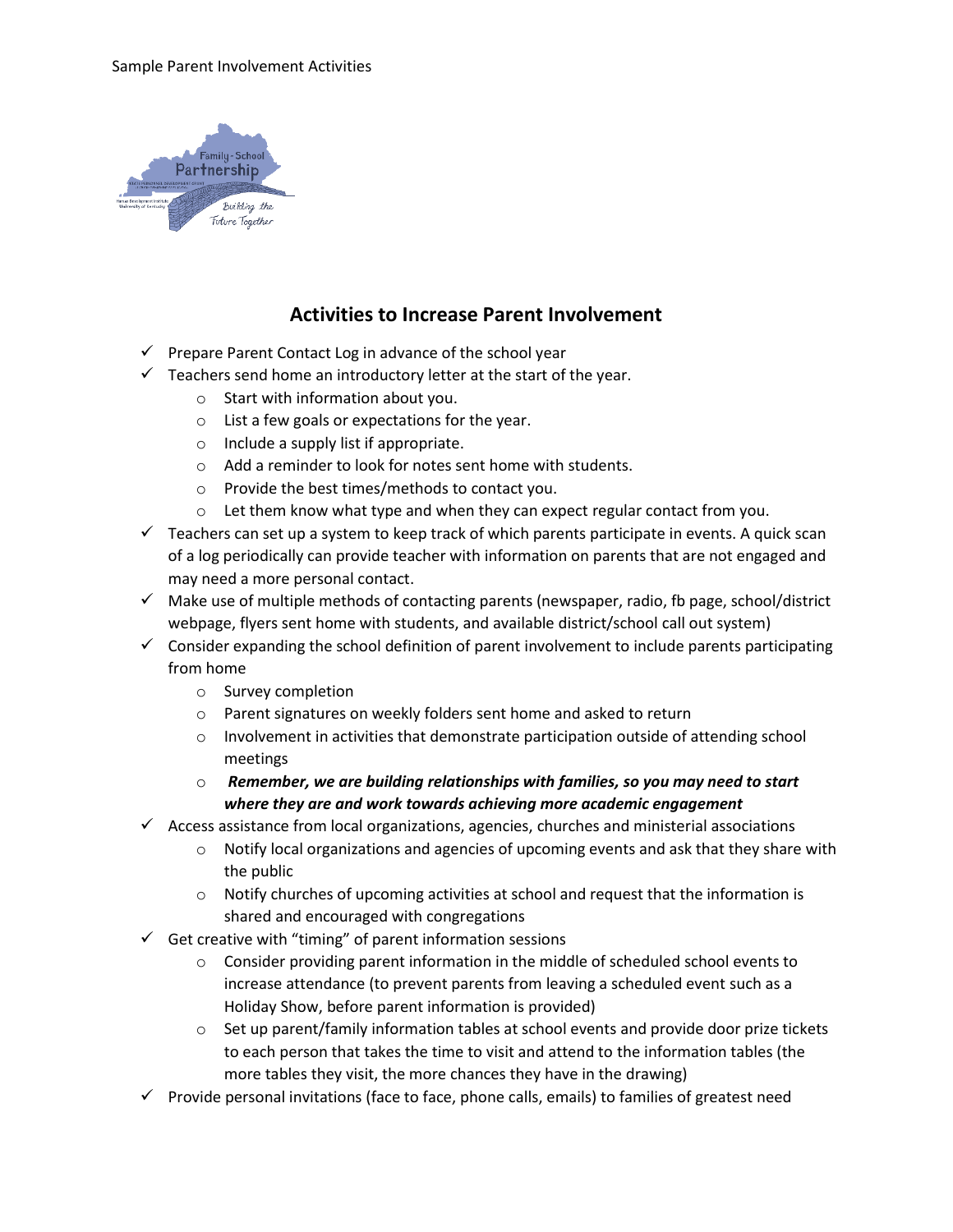Sample Parent Involvement Activities

# Activities to Increase Parent Involvement

- ✓ Prepare Parent Contact Log in advance of the school year
- ✓ Teachers send home an introductory letter at the start of the year.
  - Start with information about you.
  - List a few goals or expectations for the year.
  - Include a supply list if appropriate.
  - Add a reminder to look for notes sent home with students.
  - Provide the best times/methods to contact you.
  - Let them know what type and when they can expect regular contact from you.
- ✓ Teachers can set up a system to keep track of which parents participate in events. A quick scan of a log periodically can provide teacher with information on parents that are not engaged and may need a more personal contact.
- ✓ Make use of multiple methods of contacting parents (newspaper, radio, fb page, school/district webpage, flyers sent home with students, and available district/school call out system)
- ✓ Consider expanding the school definition of parent involvement to include parents participating from home
  - Survey completion
  - Parent signatures on weekly folders sent home and asked to return
  - Involvement in activities that demonstrate participation outside of attending school meetings
  - ***Remember, we are building relationships with families, so you may need to start where they are and work towards achieving more academic engagement***
- ✓ Access assistance from local organizations, agencies, churches and ministerial associations
  - Notify local organizations and agencies of upcoming events and ask that they share with the public
  - Notify churches of upcoming activities at school and request that the information is shared and encouraged with congregations
- ✓ Get creative with "timing" of parent information sessions
  - Consider providing parent information in the middle of scheduled school events to increase attendance (to prevent parents from leaving a scheduled event such as a Holiday Show, before parent information is provided)
  - Set up parent/family information tables at school events and provide door prize tickets to each person that takes the time to visit and attend to the information tables (the more tables they visit, the more chances they have in the drawing)
- ✓ Provide personal invitations (face to face, phone calls, emails) to families of greatest need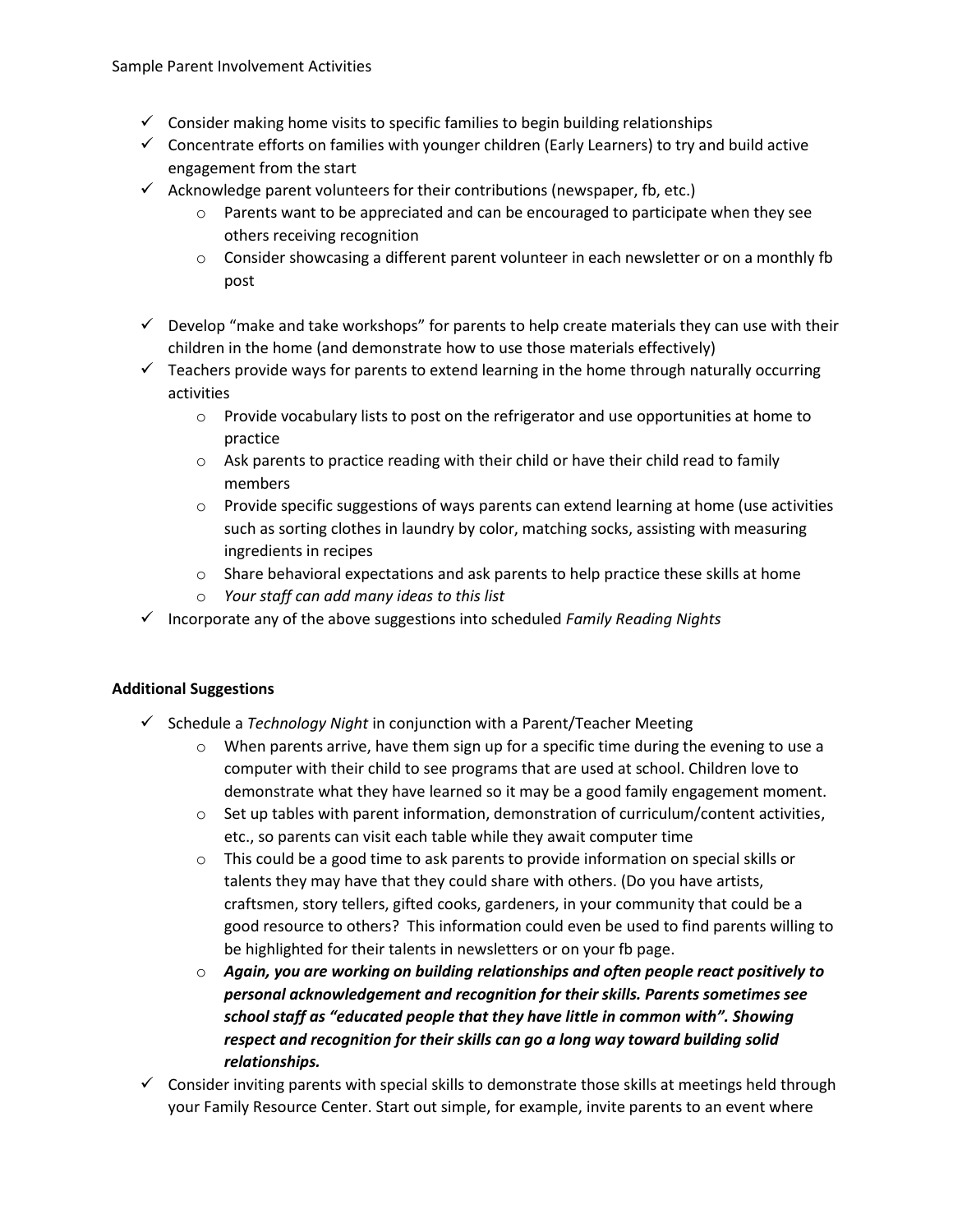- ✓ Consider making home visits to specific families to begin building relationships
- ✓ Concentrate efforts on families with younger children (Early Learners) to try and build active engagement from the start
- ✓ Acknowledge parent volunteers for their contributions (newspaper, fb, etc.)
  - Parents want to be appreciated and can be encouraged to participate when they see others receiving recognition
  - Consider showcasing a different parent volunteer in each newsletter or on a monthly fb post
- ✓ Develop "make and take workshops" for parents to help create materials they can use with their children in the home (and demonstrate how to use those materials effectively)
- ✓ Teachers provide ways for parents to extend learning in the home through naturally occurring activities
  - Provide vocabulary lists to post on the refrigerator and use opportunities at home to practice
  - Ask parents to practice reading with their child or have their child read to family members
  - Provide specific suggestions of ways parents can extend learning at home (use activities such as sorting clothes in laundry by color, matching socks, assisting with measuring ingredients in recipes
  - Share behavioral expectations and ask parents to help practice these skills at home
  - *Your staff can add many ideas to this list*
- ✓ Incorporate any of the above suggestions into scheduled *Family Reading Nights*

**Additional Suggestions**

- ✓ Schedule a *Technology Night* in conjunction with a Parent/Teacher Meeting
  - When parents arrive, have them sign up for a specific time during the evening to use a computer with their child to see programs that are used at school. Children love to demonstrate what they have learned so it may be a good family engagement moment.
  - Set up tables with parent information, demonstration of curriculum/content activities, etc., so parents can visit each table while they await computer time
  - This could be a good time to ask parents to provide information on special skills or talents they may have that they could share with others. (Do you have artists, craftsmen, story tellers, gifted cooks, gardeners, in your community that could be a good resource to others? This information could even be used to find parents willing to be highlighted for their talents in newsletters or on your fb page.
  - ***Again, you are working on building relationships and often people react positively to personal acknowledgement and recognition for their skills. Parents sometimes see school staff as "educated people that they have little in common with". Showing respect and recognition for their skills can go a long way toward building solid relationships.***
- ✓ Consider inviting parents with special skills to demonstrate those skills at meetings held through your Family Resource Center. Start out simple, for example, invite parents to an event where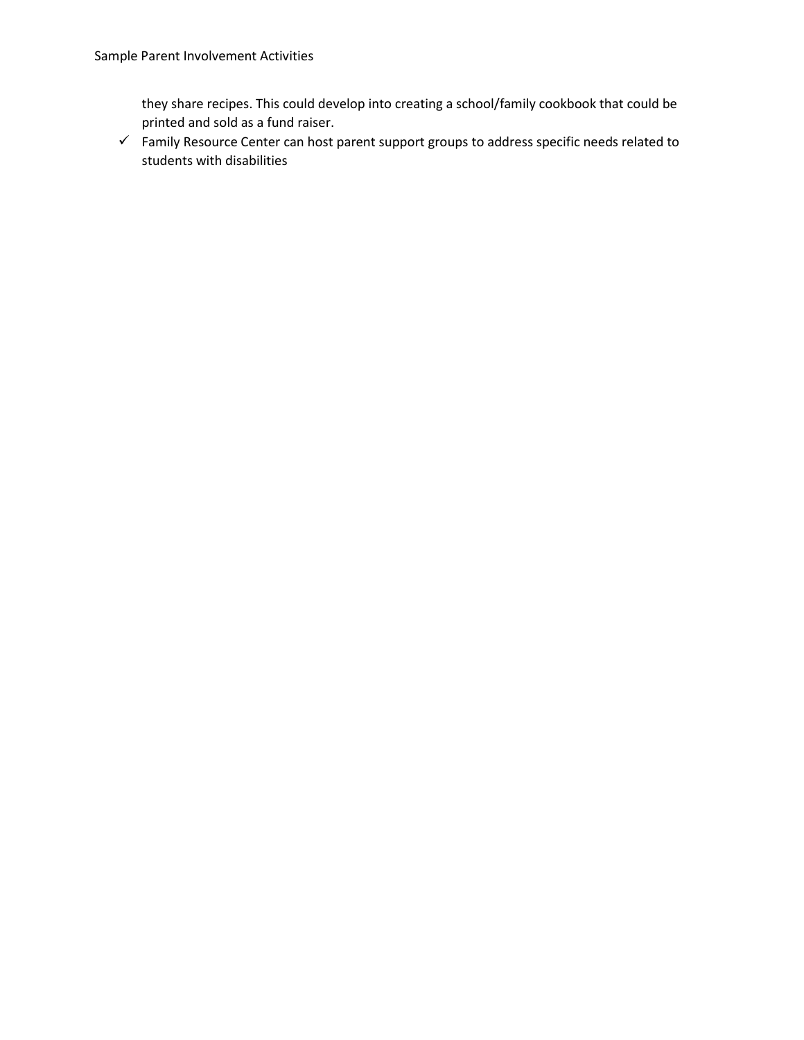they share recipes. This could develop into creating a school/family cookbook that could be printed and sold as a fund raiser.

- ✓ Family Resource Center can host parent support groups to address specific needs related to students with disabilities